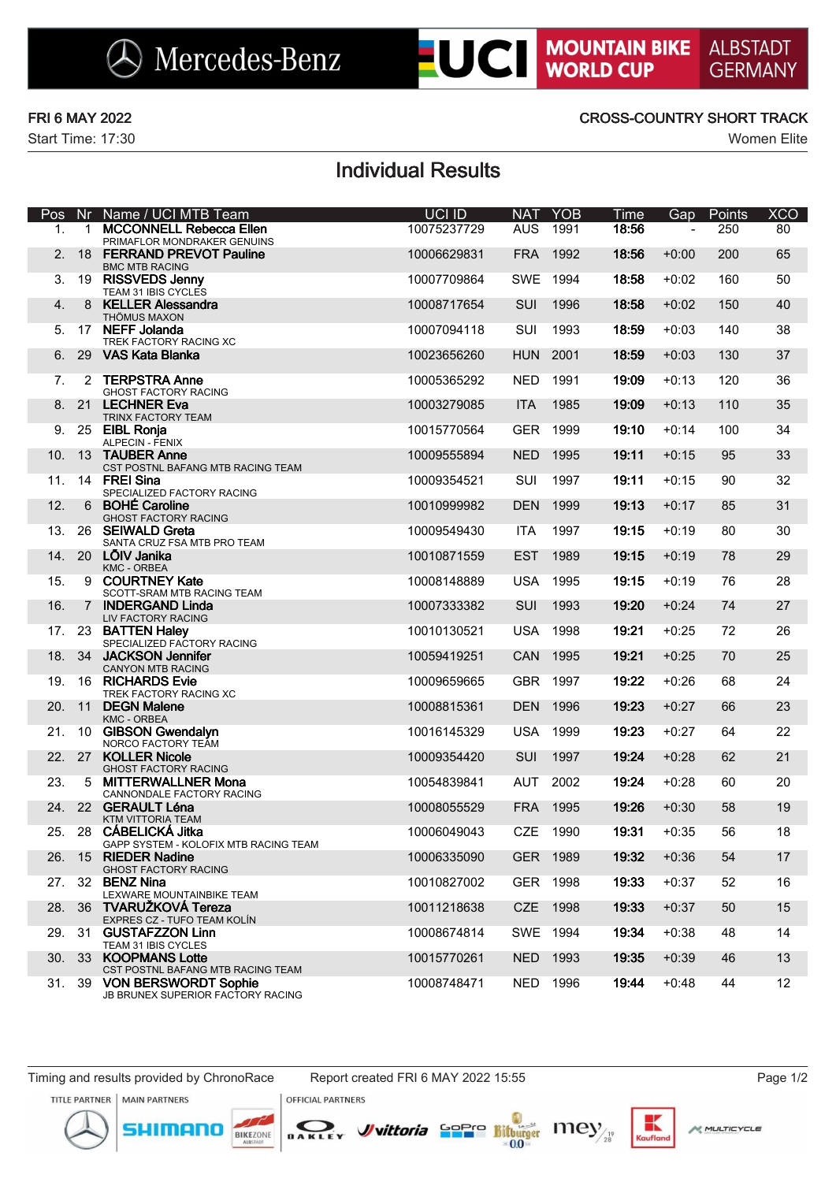Mercedes-Benz | UCI MOUNTAIN BIKE WORLD CUP | ALBSTADT GERMANY

FRI 6 MAY 2022 — CROSS-COUNTRY SHORT TRACK

Start Time: 17:30 — Women Elite

# Individual Results

| Pos | Nr | Name / UCI MTB Team | UCI ID | NAT | YOB | Time | Gap | Points | XCO |
|---|---|---|---|---|---|---|---|---|---|
| 1. | 1 | **MCCONNELL Rebecca Ellen**<br>PRIMAFLOR MONDRAKER GENUINS | 10075237729 | AUS | 1991 | **18:56** | - | 250 | 80 |
| 2. | 18 | **FERRAND PREVOT Pauline**<br>BMC MTB RACING | 10006629831 | FRA | 1992 | **18:56** | +0:00 | 200 | 65 |
| 3. | 19 | **RISSVEDS Jenny**<br>TEAM 31 IBIS CYCLES | 10007709864 | SWE | 1994 | **18:58** | +0:02 | 160 | 50 |
| 4. | 8 | **KELLER Alessandra**<br>THÖMUS MAXON | 10008717654 | SUI | 1996 | **18:58** | +0:02 | 150 | 40 |
| 5. | 17 | **NEFF Jolanda**<br>TREK FACTORY RACING XC | 10007094118 | SUI | 1993 | **18:59** | +0:03 | 140 | 38 |
| 6. | 29 | **VAS Kata Blanka** | 10023656260 | HUN | 2001 | **18:59** | +0:03 | 130 | 37 |
| 7. | 2 | **TERPSTRA Anne**<br>GHOST FACTORY RACING | 10005365292 | NED | 1991 | **19:09** | +0:13 | 120 | 36 |
| 8. | 21 | **LECHNER Eva**<br>TRINX FACTORY TEAM | 10003279085 | ITA | 1985 | **19:09** | +0:13 | 110 | 35 |
| 9. | 25 | **EIBL Ronja**<br>ALPECIN - FENIX | 10015770564 | GER | 1999 | **19:10** | +0:14 | 100 | 34 |
| 10. | 13 | **TAUBER Anne**<br>CST POSTNL BAFANG MTB RACING TEAM | 10009555894 | NED | 1995 | **19:11** | +0:15 | 95 | 33 |
| 11. | 14 | **FREI Sina**<br>SPECIALIZED FACTORY RACING | 10009354521 | SUI | 1997 | **19:11** | +0:15 | 90 | 32 |
| 12. | 6 | **BOHÉ Caroline**<br>GHOST FACTORY RACING | 10010999982 | DEN | 1999 | **19:13** | +0:17 | 85 | 31 |
| 13. | 26 | **SEIWALD Greta**<br>SANTA CRUZ FSA MTB PRO TEAM | 10009549430 | ITA | 1997 | **19:15** | +0:19 | 80 | 30 |
| 14. | 20 | **LÕIV Janika**<br>KMC - ORBEA | 10010871559 | EST | 1989 | **19:15** | +0:19 | 78 | 29 |
| 15. | 9 | **COURTNEY Kate**<br>SCOTT-SRAM MTB RACING TEAM | 10008148889 | USA | 1995 | **19:15** | +0:19 | 76 | 28 |
| 16. | 7 | **INDERGAND Linda**<br>LIV FACTORY RACING | 10007333382 | SUI | 1993 | **19:20** | +0:24 | 74 | 27 |
| 17. | 23 | **BATTEN Haley**<br>SPECIALIZED FACTORY RACING | 10010130521 | USA | 1998 | **19:21** | +0:25 | 72 | 26 |
| 18. | 34 | **JACKSON Jennifer**<br>CANYON MTB RACING | 10059419251 | CAN | 1995 | **19:21** | +0:25 | 70 | 25 |
| 19. | 16 | **RICHARDS Evie**<br>TREK FACTORY RACING XC | 10009659665 | GBR | 1997 | **19:22** | +0:26 | 68 | 24 |
| 20. | 11 | **DEGN Malene**<br>KMC - ORBEA | 10008815361 | DEN | 1996 | **19:23** | +0:27 | 66 | 23 |
| 21. | 10 | **GIBSON Gwendalyn**<br>NORCO FACTORY TEAM | 10016145329 | USA | 1999 | **19:23** | +0:27 | 64 | 22 |
| 22. | 27 | **KOLLER Nicole**<br>GHOST FACTORY RACING | 10009354420 | SUI | 1997 | **19:24** | +0:28 | 62 | 21 |
| 23. | 5 | **MITTERWALLNER Mona**<br>CANNONDALE FACTORY RACING | 10054839841 | AUT | 2002 | **19:24** | +0:28 | 60 | 20 |
| 24. | 22 | **GERAULT Léna**<br>KTM VITTORIA TEAM | 10008055529 | FRA | 1995 | **19:26** | +0:30 | 58 | 19 |
| 25. | 28 | **CÁBELICKÁ Jitka**<br>GAPP SYSTEM - KOLOFIX MTB RACING TEAM | 10006049043 | CZE | 1990 | **19:31** | +0:35 | 56 | 18 |
| 26. | 15 | **RIEDER Nadine**<br>GHOST FACTORY RACING | 10006335090 | GER | 1989 | **19:32** | +0:36 | 54 | 17 |
| 27. | 32 | **BENZ Nina**<br>LEXWARE MOUNTAINBIKE TEAM | 10010827002 | GER | 1998 | **19:33** | +0:37 | 52 | 16 |
| 28. | 36 | **TVARUŽKOVÁ Tereza**<br>EXPRES CZ - TUFO TEAM KOLÍN | 10011218638 | CZE | 1998 | **19:33** | +0:37 | 50 | 15 |
| 29. | 31 | **GUSTAFZZON Linn**<br>TEAM 31 IBIS CYCLES | 10008674814 | SWE | 1994 | **19:34** | +0:38 | 48 | 14 |
| 30. | 33 | **KOOPMANS Lotte**<br>CST POSTNL BAFANG MTB RACING TEAM | 10015770261 | NED | 1993 | **19:35** | +0:39 | 46 | 13 |
| 31. | 39 | **VON BERSWORDT Sophie**<br>JB BRUNEX SUPERIOR FACTORY RACING | 10008748471 | NED | 1996 | **19:44** | +0:48 | 44 | 12 |

Timing and results provided by ChronoRace — Report created FRI 6 MAY 2022 15:55

TITLE PARTNER | MAIN PARTNERS | OFFICIAL PARTNERS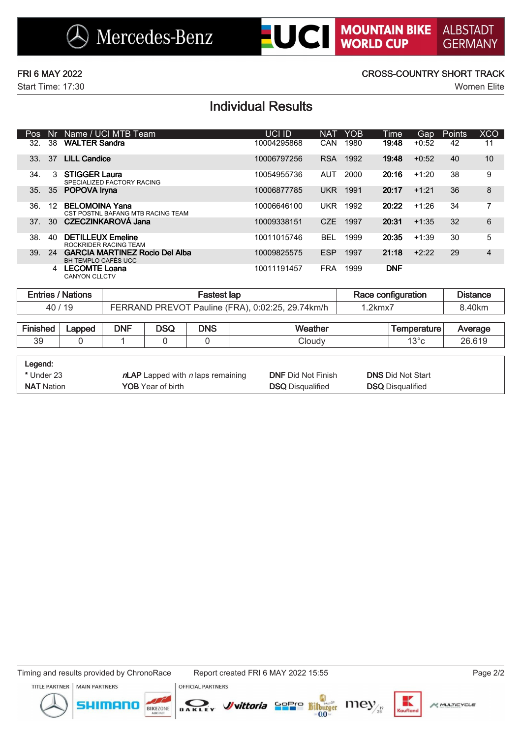FRI 6 MAY 2022

Start Time: 17:30

CROSS-COUNTRY SHORT TRACK

Women Elite

## Individual Results

| Pos | Nr | Name / UCI MTB Team | UCI ID | NAT | YOB | Time | Gap | Points | XCO |
|---|---|---|---|---|---|---|---|---|---|
| 32. | 38 | **WALTER Sandra** | 10004295868 | CAN | 1980 | **19:48** | +0:52 | 42 | 11 |
| 33. | 37 | **LILL Candice** | 10006797256 | RSA | 1992 | **19:48** | +0:52 | 40 | 10 |
| 34. | 3 | **STIGGER Laura**<br>SPECIALIZED FACTORY RACING | 10054955736 | AUT | 2000 | **20:16** | +1:20 | 38 | 9 |
| 35. | 35 | **POPOVA Iryna** | 10006877785 | UKR | 1991 | **20:17** | +1:21 | 36 | 8 |
| 36. | 12 | **BELOMOINA Yana**<br>CST POSTNL BAFANG MTB RACING TEAM | 10006646100 | UKR | 1992 | **20:22** | +1:26 | 34 | 7 |
| 37. | 30 | **CZECZINKAROVÁ Jana** | 10009338151 | CZE | 1997 | **20:31** | +1:35 | 32 | 6 |
| 38. | 40 | **DETILLEUX Emeline**<br>ROCKRIDER RACING TEAM | 10011015746 | BEL | 1999 | **20:35** | +1:39 | 30 | 5 |
| 39. | 24 | **GARCIA MARTINEZ Rocio Del Alba**<br>BH TEMPLO CAFÉS UCC | 10009825575 | ESP | 1997 | **21:18** | +2:22 | 29 | 4 |
| | 4 | **LECOMTE Loana**<br>CANYON CLLCTV | 10011191457 | FRA | 1999 | **DNF** | | | |

| Entries / Nations | Fastest lap | Race configuration | Distance |
|---|---|---|---|
| 40 / 19 | FERRAND PREVOT Pauline (FRA), 0:02:25, 29.74km/h | 1.2kmx7 | 8.40km |

| Finished | Lapped | DNF | DSQ | DNS | Weather | Temperature | Average |
|---|---|---|---|---|---|---|---|
| 39 | 0 | 1 | 0 | 0 | Cloudy | 13°c | 26.619 |

**Legend:**

| | | | |
|---|---|---|---|
| * Under 23 | ***n*LAP** Lapped with *n* laps remaining | **DNF** Did Not Finish | **DNS** Did Not Start |
| **NAT** Nation | **YOB** Year of birth | **DSQ** Disqualified | **DSQ** Disqualified |

Timing and results provided by ChronoRace

Report created FRI 6 MAY 2022 15:55